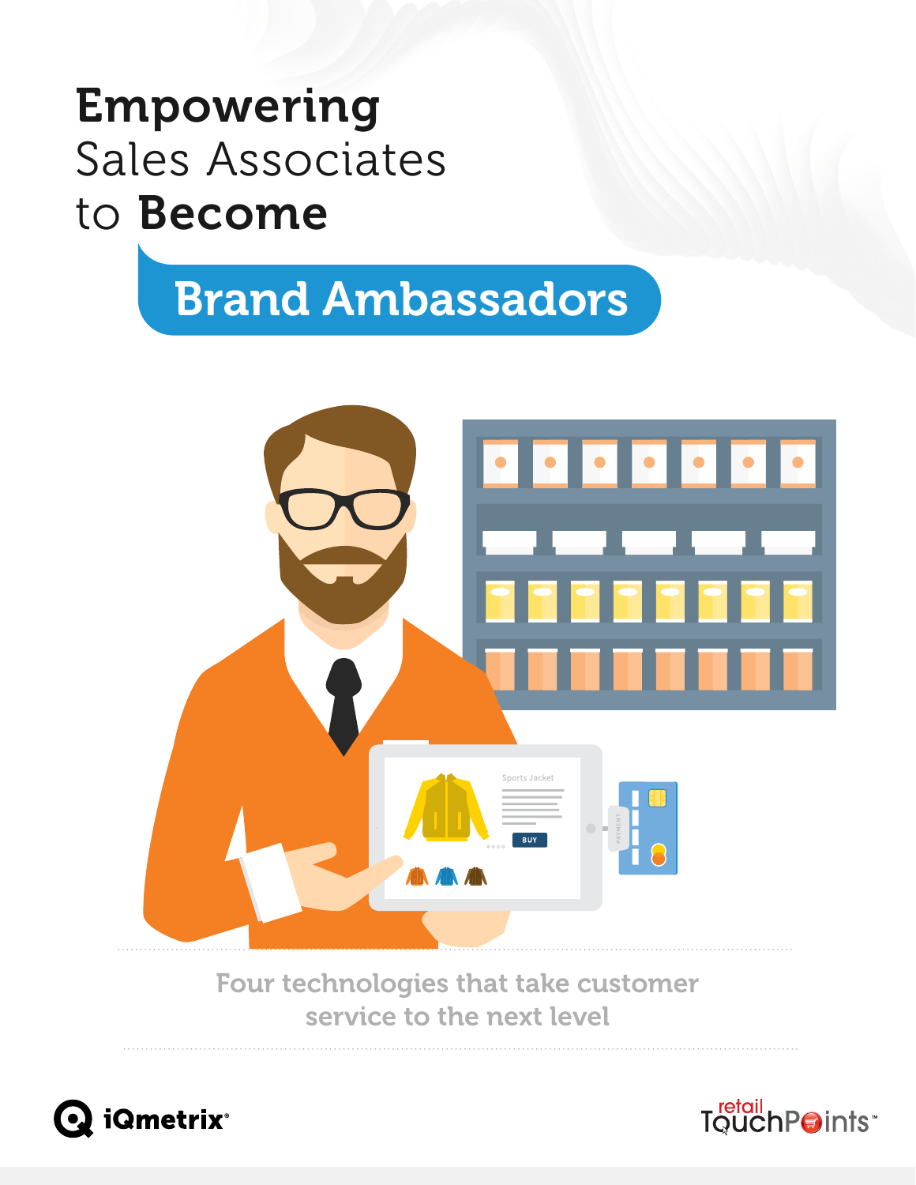# Empowering Sales Associates to Become Brand Ambassadors

Four technologies that take customer service to the next level

iQmetrix

retail TouchPoints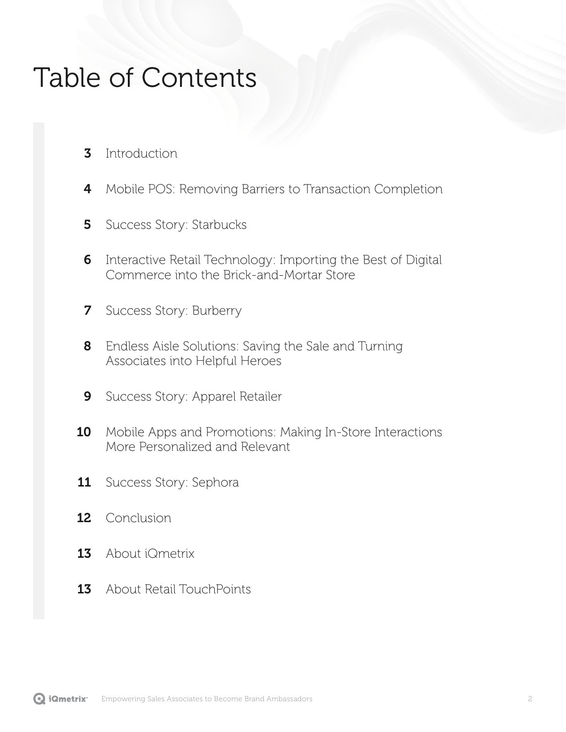# Table of Contents

| | |
|---|---|
| **3** | Introduction |
| **4** | Mobile POS: Removing Barriers to Transaction Completion |
| **5** | Success Story: Starbucks |
| **6** | Interactive Retail Technology: Importing the Best of Digital Commerce into the Brick-and-Mortar Store |
| **7** | Success Story: Burberry |
| **8** | Endless Aisle Solutions: Saving the Sale and Turning Associates into Helpful Heroes |
| **9** | Success Story: Apparel Retailer |
| **10** | Mobile Apps and Promotions: Making In-Store Interactions More Personalized and Relevant |
| **11** | Success Story: Sephora |
| **12** | Conclusion |
| **13** | About iQmetrix |
| **13** | About Retail TouchPoints |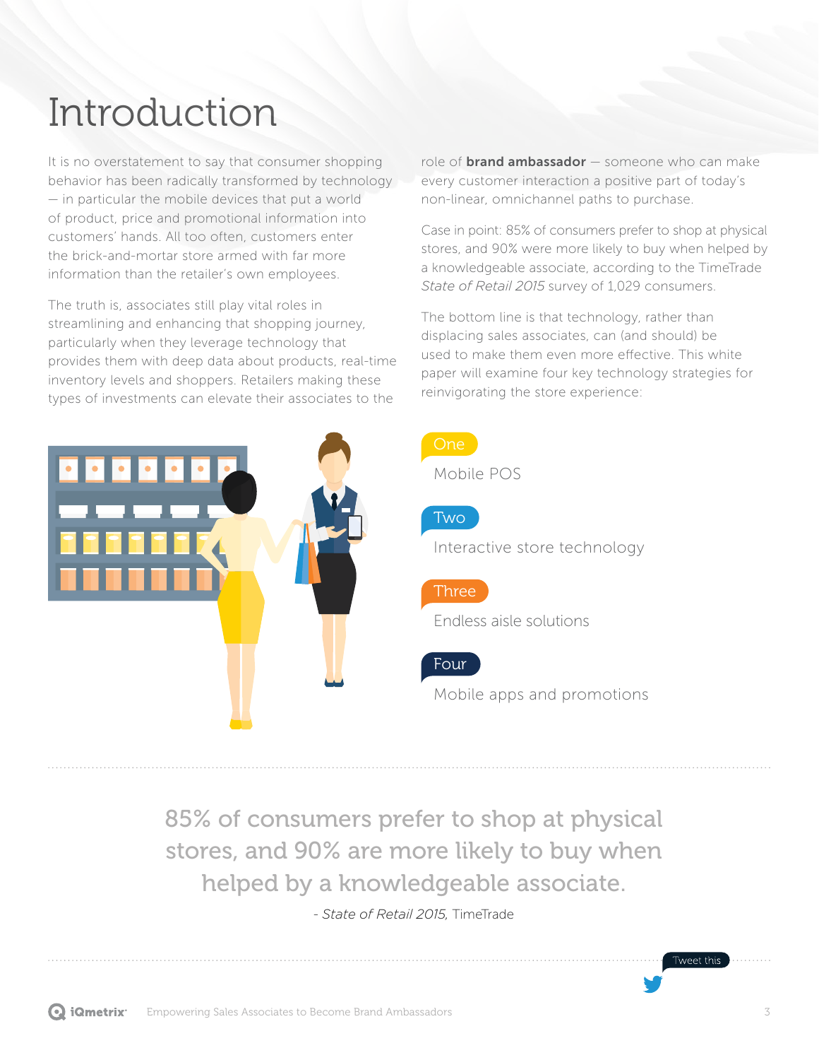# Introduction

It is no overstatement to say that consumer shopping behavior has been radically transformed by technology — in particular the mobile devices that put a world of product, price and promotional information into customers' hands. All too often, customers enter the brick-and-mortar store armed with far more information than the retailer's own employees.

The truth is, associates still play vital roles in streamlining and enhancing that shopping journey, particularly when they leverage technology that provides them with deep data about products, real-time inventory levels and shoppers. Retailers making these types of investments can elevate their associates to the role of **brand ambassador** — someone who can make every customer interaction a positive part of today's non-linear, omnichannel paths to purchase.

Case in point: 85% of consumers prefer to shop at physical stores, and 90% were more likely to buy when helped by a knowledgeable associate, according to the TimeTrade *State of Retail 2015* survey of 1,029 consumers.

The bottom line is that technology, rather than displacing sales associates, can (and should) be used to make them even more effective. This white paper will examine four key technology strategies for reinvigorating the store experience:

**One**
Mobile POS

**Two**
Interactive store technology

**Three**
Endless aisle solutions

**Four**
Mobile apps and promotions

> 85% of consumers prefer to shop at physical stores, and 90% are more likely to buy when helped by a knowledgeable associate.
>
> \- *State of Retail 2015,* TimeTrade

Tweet this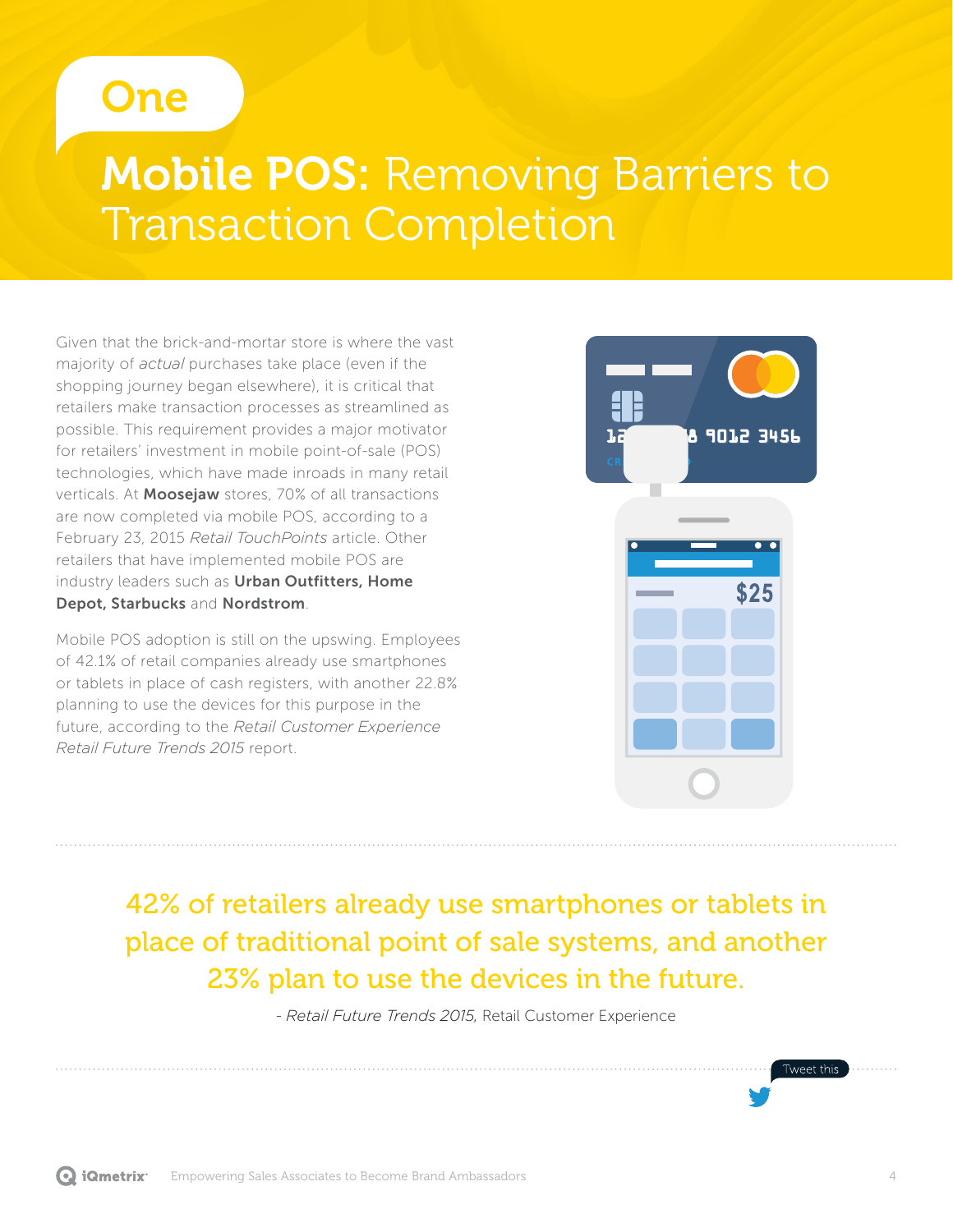# One

# **Mobile POS:** Removing Barriers to Transaction Completion

Given that the brick-and-mortar store is where the vast majority of *actual* purchases take place (even if the shopping journey began elsewhere), it is critical that retailers make transaction processes as streamlined as possible. This requirement provides a major motivator for retailers' investment in mobile point-of-sale (POS) technologies, which have made inroads in many retail verticals. At **Moosejaw** stores, 70% of all transactions are now completed via mobile POS, according to a February 23, 2015 *Retail TouchPoints* article. Other retailers that have implemented mobile POS are industry leaders such as **Urban Outfitters, Home Depot, Starbucks** and **Nordstrom**.

Mobile POS adoption is still on the upswing. Employees of 42.1% of retail companies already use smartphones or tablets in place of cash registers, with another 22.8% planning to use the devices for this purpose in the future, according to the *Retail Customer Experience Retail Future Trends 2015* report.

> 42% of retailers already use smartphones or tablets in place of traditional point of sale systems, and another 23% plan to use the devices in the future.
>
> \- *Retail Future Trends 2015,* Retail Customer Experience

Tweet this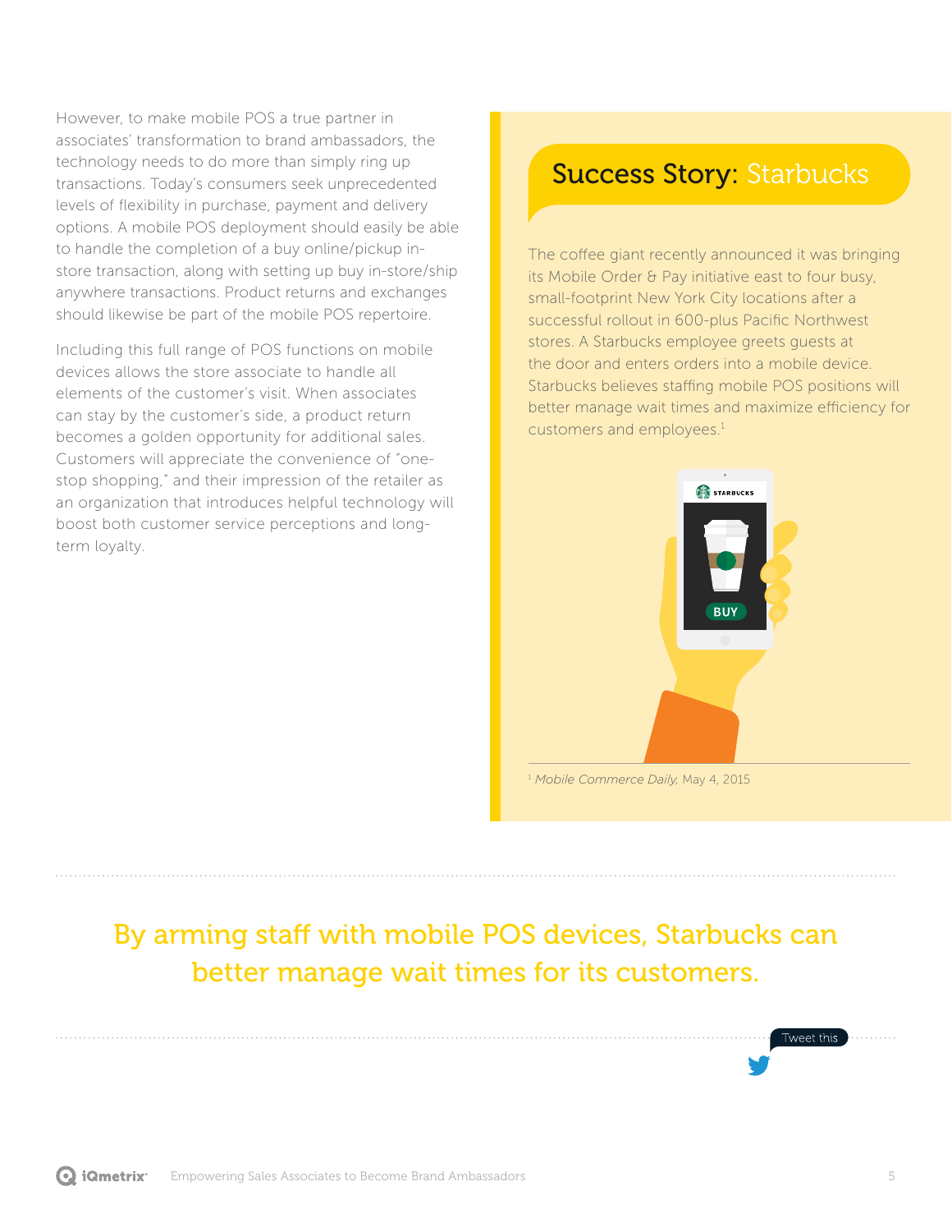However, to make mobile POS a true partner in associates' transformation to brand ambassadors, the technology needs to do more than simply ring up transactions. Today's consumers seek unprecedented levels of flexibility in purchase, payment and delivery options. A mobile POS deployment should easily be able to handle the completion of a buy online/pickup in-store transaction, along with setting up buy in-store/ship anywhere transactions. Product returns and exchanges should likewise be part of the mobile POS repertoire.

Including this full range of POS functions on mobile devices allows the store associate to handle all elements of the customer's visit. When associates can stay by the customer's side, a product return becomes a golden opportunity for additional sales. Customers will appreciate the convenience of "one-stop shopping," and their impression of the retailer as an organization that introduces helpful technology will boost both customer service perceptions and long-term loyalty.

## Success Story: Starbucks

The coffee giant recently announced it was bringing its Mobile Order & Pay initiative east to four busy, small-footprint New York City locations after a successful rollout in 600-plus Pacific Northwest stores. A Starbucks employee greets guests at the door and enters orders into a mobile device. Starbucks believes staffing mobile POS positions will better manage wait times and maximize efficiency for customers and employees.[1]

[1] *Mobile Commerce Daily*, May 4, 2015

**By arming staff with mobile POS devices, Starbucks can better manage wait times for its customers.**

Tweet this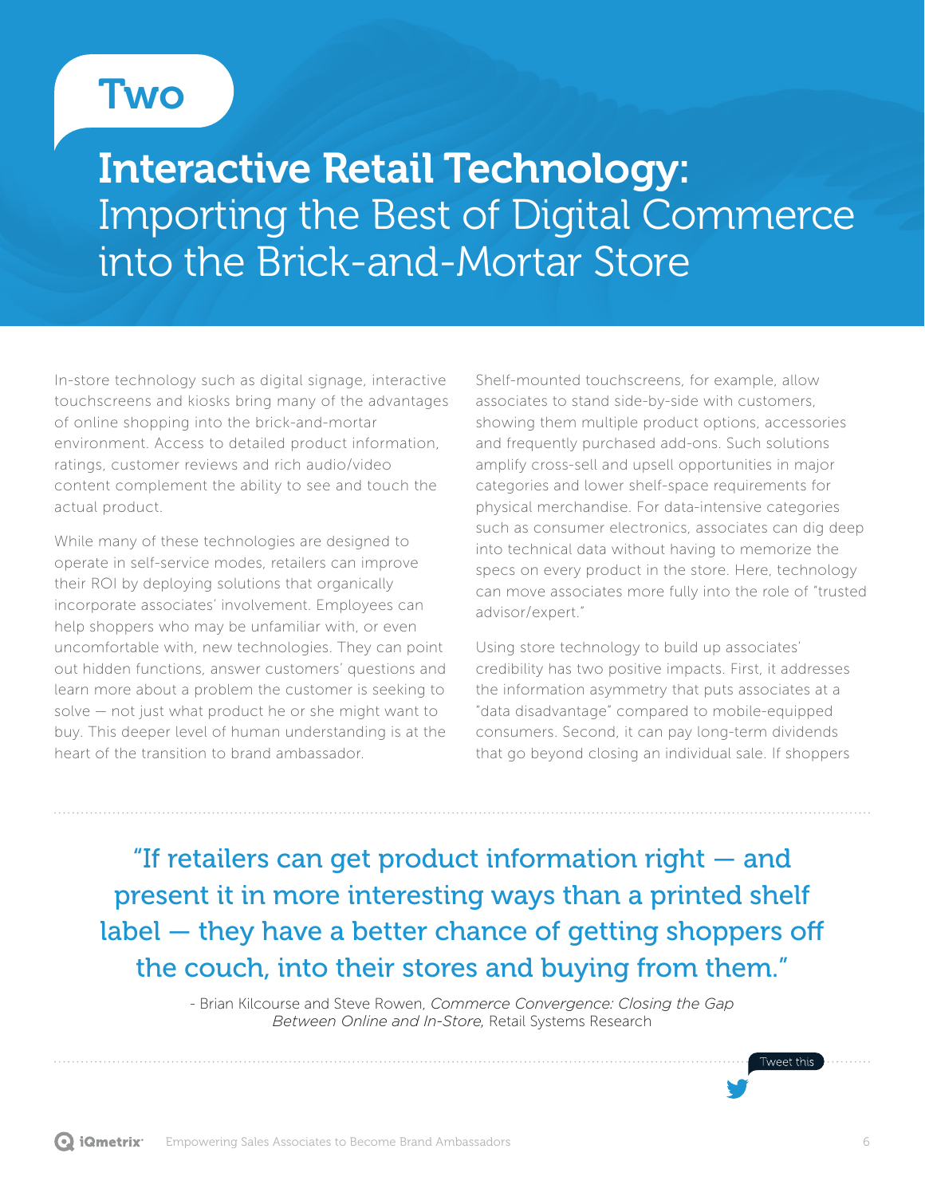# Two

## Interactive Retail Technology: Importing the Best of Digital Commerce into the Brick-and-Mortar Store

In-store technology such as digital signage, interactive touchscreens and kiosks bring many of the advantages of online shopping into the brick-and-mortar environment. Access to detailed product information, ratings, customer reviews and rich audio/video content complement the ability to see and touch the actual product.

While many of these technologies are designed to operate in self-service modes, retailers can improve their ROI by deploying solutions that organically incorporate associates' involvement. Employees can help shoppers who may be unfamiliar with, or even uncomfortable with, new technologies. They can point out hidden functions, answer customers' questions and learn more about a problem the customer is seeking to solve — not just what product he or she might want to buy. This deeper level of human understanding is at the heart of the transition to brand ambassador.

Shelf-mounted touchscreens, for example, allow associates to stand side-by-side with customers, showing them multiple product options, accessories and frequently purchased add-ons. Such solutions amplify cross-sell and upsell opportunities in major categories and lower shelf-space requirements for physical merchandise. For data-intensive categories such as consumer electronics, associates can dig deep into technical data without having to memorize the specs on every product in the store. Here, technology can move associates more fully into the role of "trusted advisor/expert."

Using store technology to build up associates' credibility has two positive impacts. First, it addresses the information asymmetry that puts associates at a "data disadvantage" compared to mobile-equipped consumers. Second, it can pay long-term dividends that go beyond closing an individual sale. If shoppers

> "If retailers can get product information right — and present it in more interesting ways than a printed shelf label — they have a better chance of getting shoppers off the couch, into their stores and buying from them."
>
> \- Brian Kilcourse and Steve Rowen, *Commerce Convergence: Closing the Gap Between Online and In-Store*, Retail Systems Research

Tweet this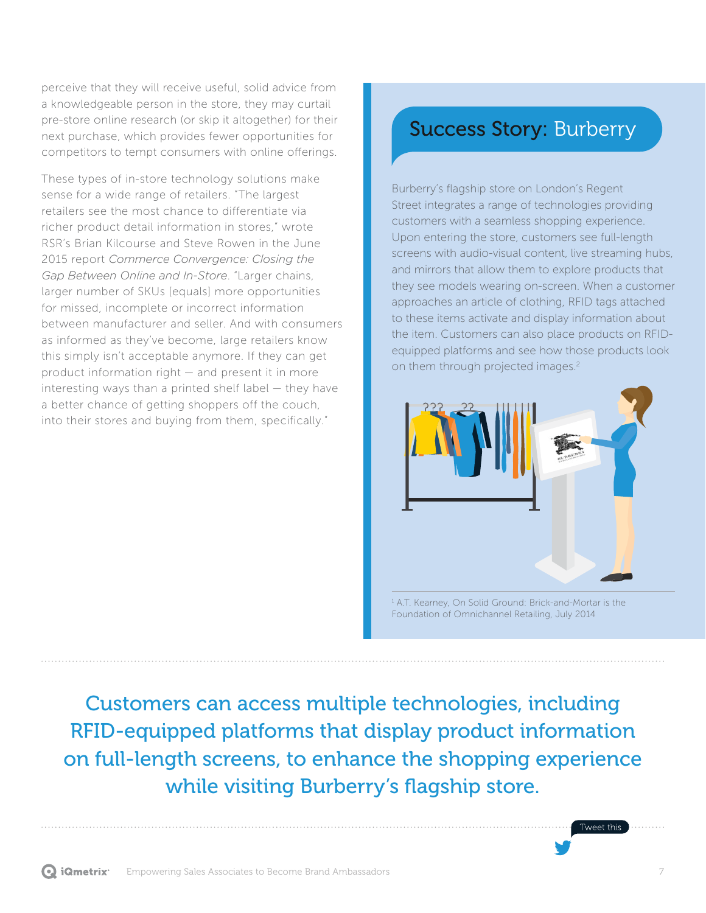perceive that they will receive useful, solid advice from a knowledgeable person in the store, they may curtail pre-store online research (or skip it altogether) for their next purchase, which provides fewer opportunities for competitors to tempt consumers with online offerings.

These types of in-store technology solutions make sense for a wide range of retailers. "The largest retailers see the most chance to differentiate via richer product detail information in stores," wrote RSR's Brian Kilcourse and Steve Rowen in the June 2015 report *Commerce Convergence: Closing the Gap Between Online and In-Store*. "Larger chains, larger number of SKUs [equals] more opportunities for missed, incomplete or incorrect information between manufacturer and seller. And with consumers as informed as they've become, large retailers know this simply isn't acceptable anymore. If they can get product information right — and present it in more interesting ways than a printed shelf label — they have a better chance of getting shoppers off the couch, into their stores and buying from them, specifically."

## Success Story: Burberry

Burberry's flagship store on London's Regent Street integrates a range of technologies providing customers with a seamless shopping experience. Upon entering the store, customers see full-length screens with audio-visual content, live streaming hubs, and mirrors that allow them to explore products that they see models wearing on-screen. When a customer approaches an article of clothing, RFID tags attached to these items activate and display information about the item. Customers can also place products on RFID-equipped platforms and see how those products look on them through projected images.[2]

[1] A.T. Kearney, On Solid Ground: Brick-and-Mortar is the Foundation of Omnichannel Retailing, July 2014

Customers can access multiple technologies, including RFID-equipped platforms that display product information on full-length screens, to enhance the shopping experience while visiting Burberry's flagship store.

Tweet this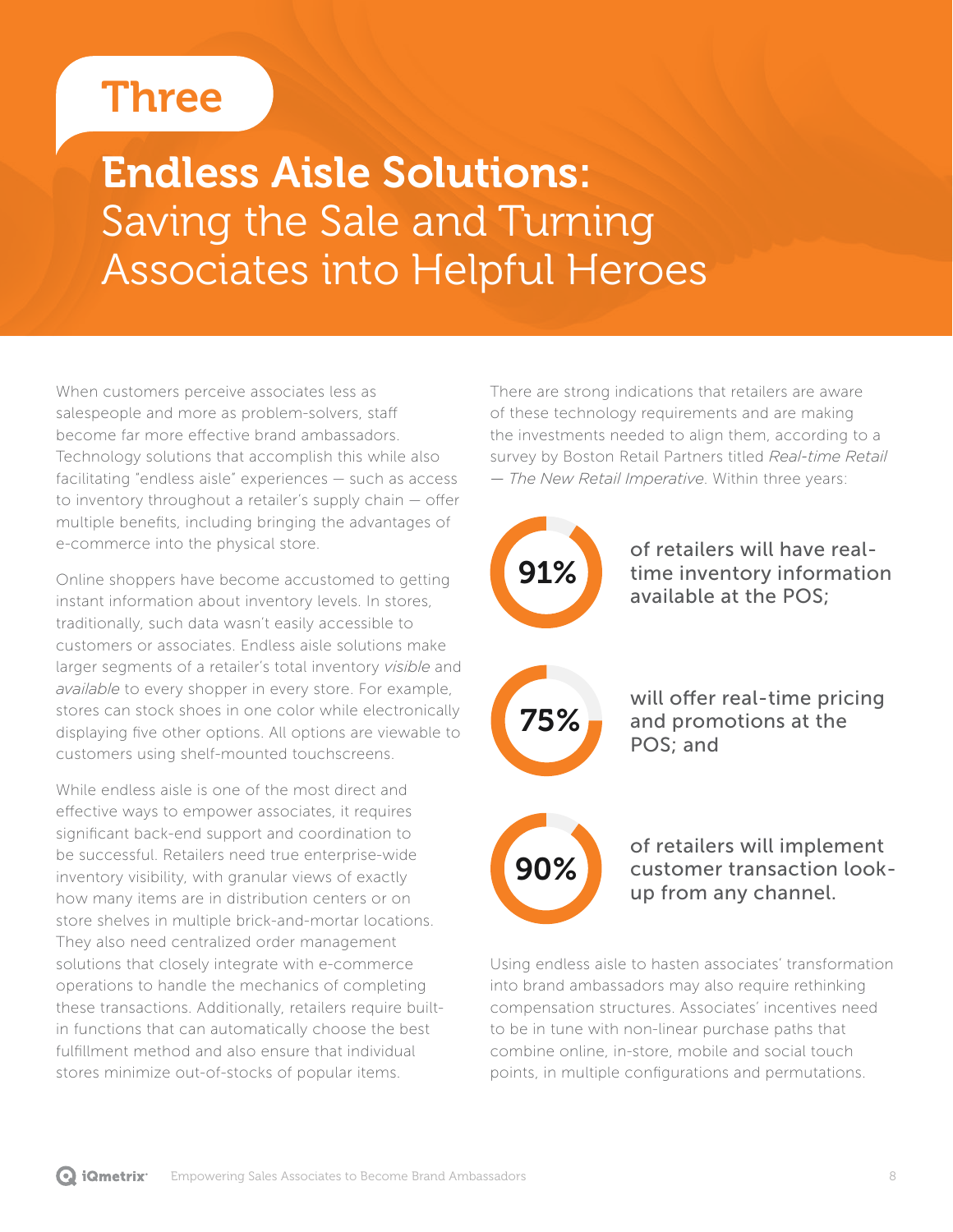## Three

# **Endless Aisle Solutions:** Saving the Sale and Turning Associates into Helpful Heroes

When customers perceive associates less as salespeople and more as problem-solvers, staff become far more effective brand ambassadors. Technology solutions that accomplish this while also facilitating "endless aisle" experiences — such as access to inventory throughout a retailer's supply chain — offer multiple benefits, including bringing the advantages of e-commerce into the physical store.

Online shoppers have become accustomed to getting instant information about inventory levels. In stores, traditionally, such data wasn't easily accessible to customers or associates. Endless aisle solutions make larger segments of a retailer's total inventory *visible* and *available* to every shopper in every store. For example, stores can stock shoes in one color while electronically displaying five other options. All options are viewable to customers using shelf-mounted touchscreens.

While endless aisle is one of the most direct and effective ways to empower associates, it requires significant back-end support and coordination to be successful. Retailers need true enterprise-wide inventory visibility, with granular views of exactly how many items are in distribution centers or on store shelves in multiple brick-and-mortar locations. They also need centralized order management solutions that closely integrate with e-commerce operations to handle the mechanics of completing these transactions. Additionally, retailers require built-in functions that can automatically choose the best fulfillment method and also ensure that individual stores minimize out-of-stocks of popular items.

There are strong indications that retailers are aware of these technology requirements and are making the investments needed to align them, according to a survey by Boston Retail Partners titled *Real-time Retail — The New Retail Imperative*. Within three years:

**91%** of retailers will have real-time inventory information available at the POS;

**75%** will offer real-time pricing and promotions at the POS; and

**90%** of retailers will implement customer transaction look-up from any channel.

Using endless aisle to hasten associates' transformation into brand ambassadors may also require rethinking compensation structures. Associates' incentives need to be in tune with non-linear purchase paths that combine online, in-store, mobile and social touch points, in multiple configurations and permutations.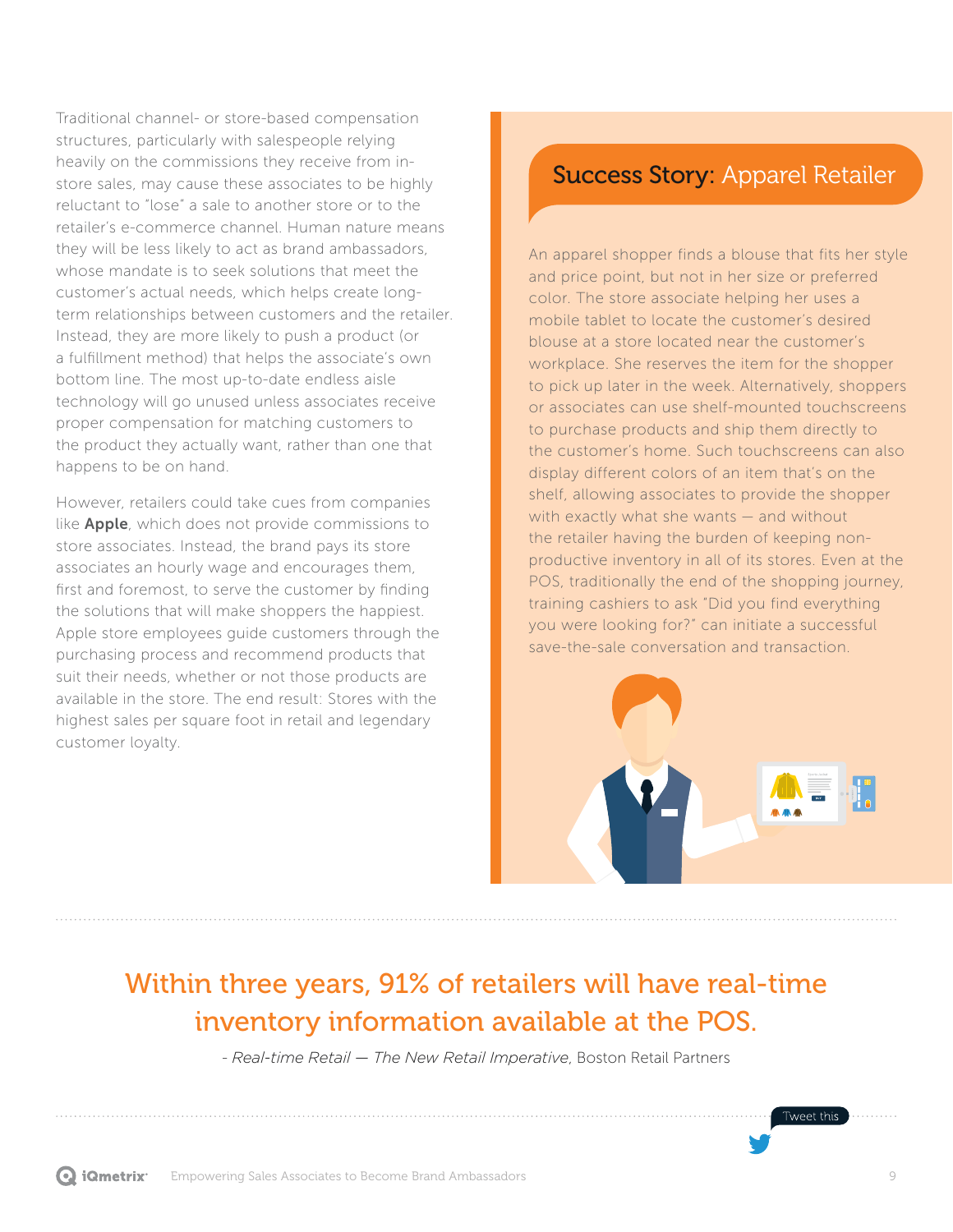Traditional channel- or store-based compensation structures, particularly with salespeople relying heavily on the commissions they receive from in-store sales, may cause these associates to be highly reluctant to "lose" a sale to another store or to the retailer's e-commerce channel. Human nature means they will be less likely to act as brand ambassadors, whose mandate is to seek solutions that meet the customer's actual needs, which helps create long-term relationships between customers and the retailer. Instead, they are more likely to push a product (or a fulfillment method) that helps the associate's own bottom line. The most up-to-date endless aisle technology will go unused unless associates receive proper compensation for matching customers to the product they actually want, rather than one that happens to be on hand.

However, retailers could take cues from companies like **Apple**, which does not provide commissions to store associates. Instead, the brand pays its store associates an hourly wage and encourages them, first and foremost, to serve the customer by finding the solutions that will make shoppers the happiest. Apple store employees guide customers through the purchasing process and recommend products that suit their needs, whether or not those products are available in the store. The end result: Stores with the highest sales per square foot in retail and legendary customer loyalty.

## Success Story: Apparel Retailer

An apparel shopper finds a blouse that fits her style and price point, but not in her size or preferred color. The store associate helping her uses a mobile tablet to locate the customer's desired blouse at a store located near the customer's workplace. She reserves the item for the shopper to pick up later in the week. Alternatively, shoppers or associates can use shelf-mounted touchscreens to purchase products and ship them directly to the customer's home. Such touchscreens can also display different colors of an item that's on the shelf, allowing associates to provide the shopper with exactly what she wants — and without the retailer having the burden of keeping non-productive inventory in all of its stores. Even at the POS, traditionally the end of the shopping journey, training cashiers to ask "Did you find everything you were looking for?" can initiate a successful save-the-sale conversation and transaction.

**Within three years, 91% of retailers will have real-time inventory information available at the POS.**

- *Real-time Retail — The New Retail Imperative*, Boston Retail Partners

Tweet this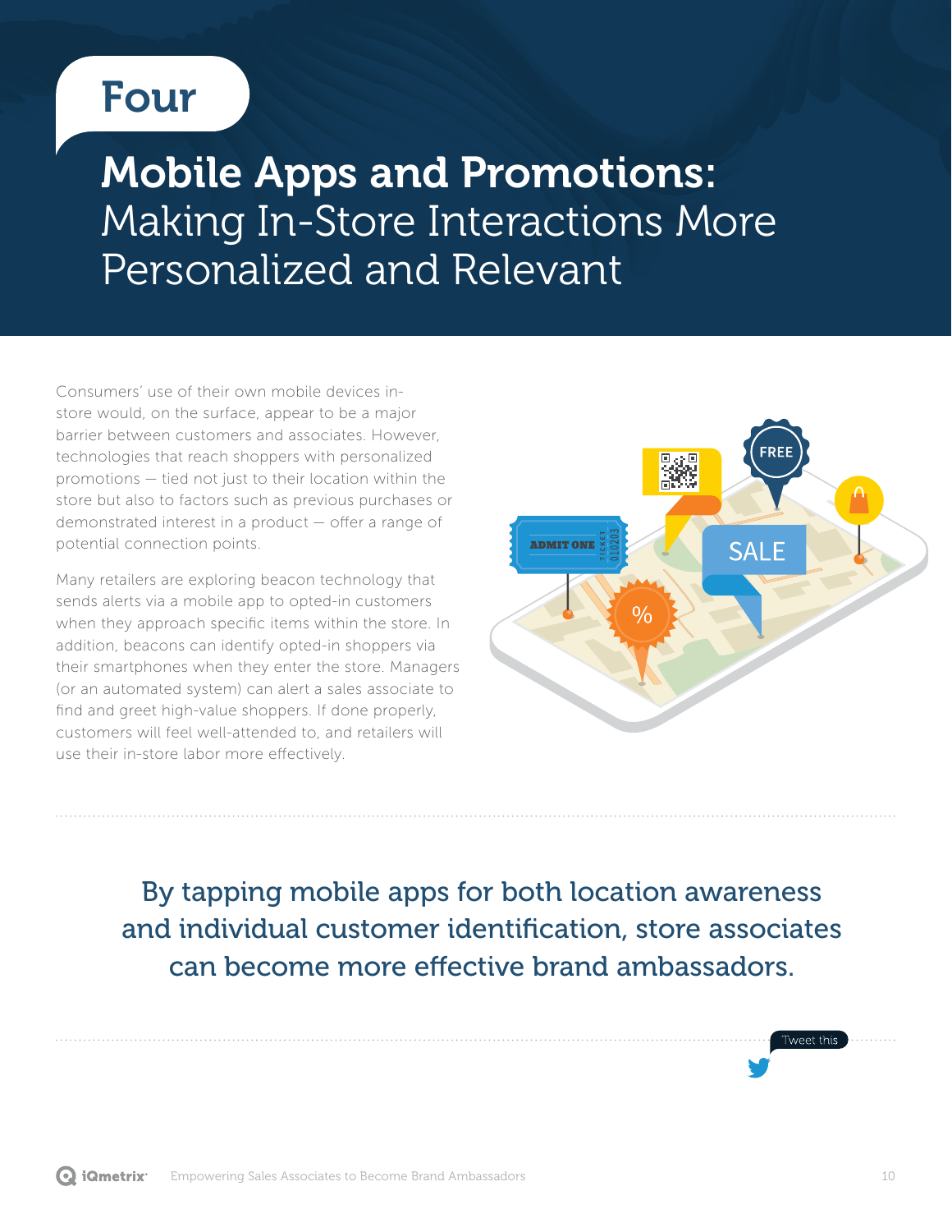# Four

## Mobile Apps and Promotions: Making In-Store Interactions More Personalized and Relevant

Consumers' use of their own mobile devices in-store would, on the surface, appear to be a major barrier between customers and associates. However, technologies that reach shoppers with personalized promotions — tied not just to their location within the store but also to factors such as previous purchases or demonstrated interest in a product — offer a range of potential connection points.

Many retailers are exploring beacon technology that sends alerts via a mobile app to opted-in customers when they approach specific items within the store. In addition, beacons can identify opted-in shoppers via their smartphones when they enter the store. Managers (or an automated system) can alert a sales associate to find and greet high-value shoppers. If done properly, customers will feel well-attended to, and retailers will use their in-store labor more effectively.

By tapping mobile apps for both location awareness and individual customer identification, store associates can become more effective brand ambassadors.

Tweet this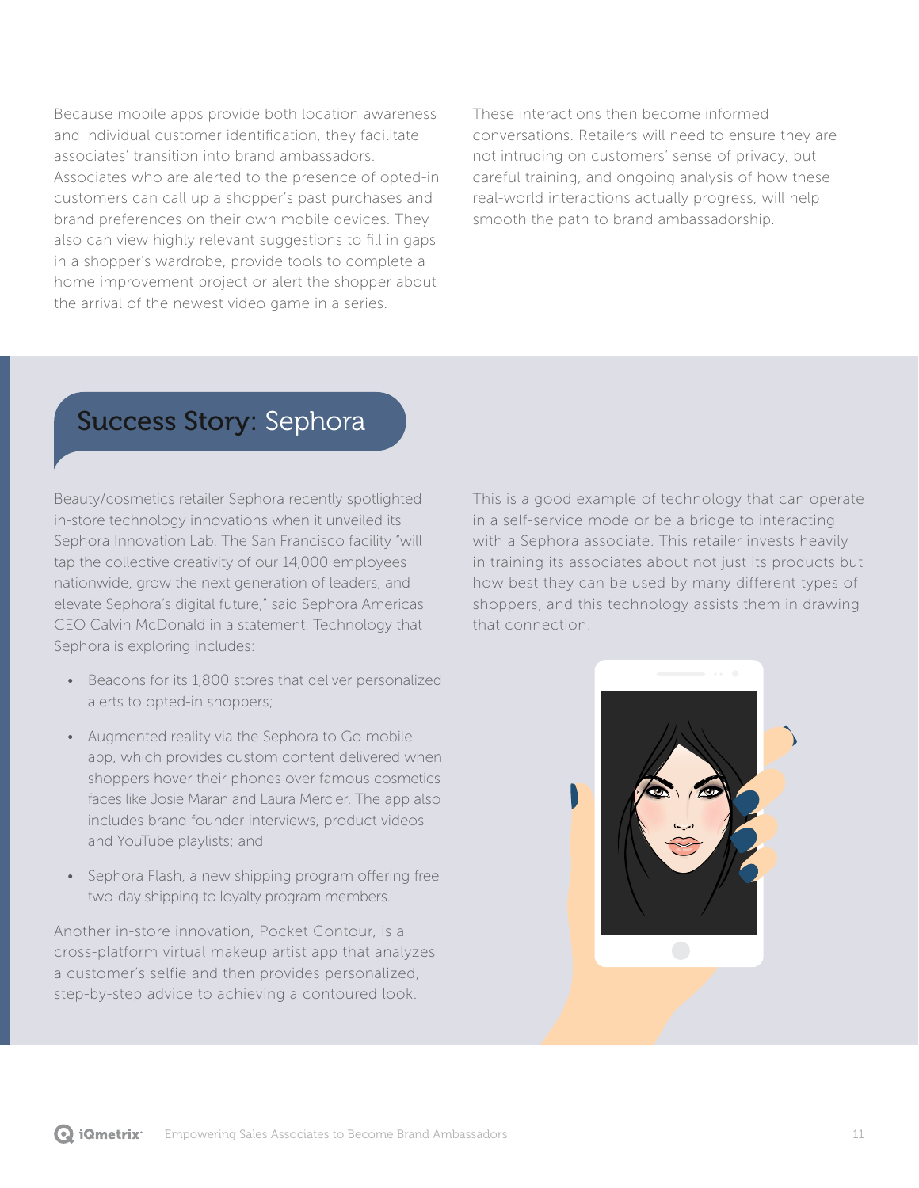Because mobile apps provide both location awareness and individual customer identification, they facilitate associates' transition into brand ambassadors. Associates who are alerted to the presence of opted-in customers can call up a shopper's past purchases and brand preferences on their own mobile devices. They also can view highly relevant suggestions to fill in gaps in a shopper's wardrobe, provide tools to complete a home improvement project or alert the shopper about the arrival of the newest video game in a series.

These interactions then become informed conversations. Retailers will need to ensure they are not intruding on customers' sense of privacy, but careful training, and ongoing analysis of how these real-world interactions actually progress, will help smooth the path to brand ambassadorship.

## Success Story: Sephora

Beauty/cosmetics retailer Sephora recently spotlighted in-store technology innovations when it unveiled its Sephora Innovation Lab. The San Francisco facility "will tap the collective creativity of our 14,000 employees nationwide, grow the next generation of leaders, and elevate Sephora's digital future," said Sephora Americas CEO Calvin McDonald in a statement. Technology that Sephora is exploring includes:

- Beacons for its 1,800 stores that deliver personalized alerts to opted-in shoppers;
- Augmented reality via the Sephora to Go mobile app, which provides custom content delivered when shoppers hover their phones over famous cosmetics faces like Josie Maran and Laura Mercier. The app also includes brand founder interviews, product videos and YouTube playlists; and
- Sephora Flash, a new shipping program offering free two-day shipping to loyalty program members.

Another in-store innovation, Pocket Contour, is a cross-platform virtual makeup artist app that analyzes a customer's selfie and then provides personalized, step-by-step advice to achieving a contoured look.

This is a good example of technology that can operate in a self-service mode or be a bridge to interacting with a Sephora associate. This retailer invests heavily in training its associates about not just its products but how best they can be used by many different types of shoppers, and this technology assists them in drawing that connection.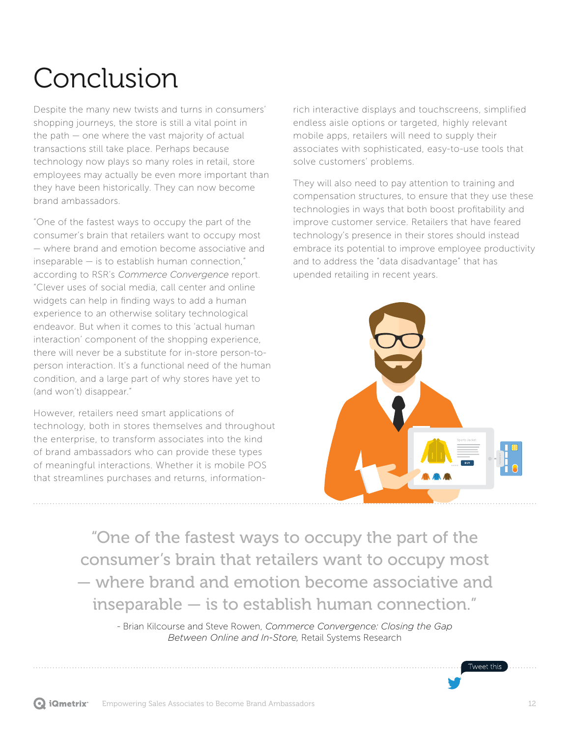# Conclusion

Despite the many new twists and turns in consumers' shopping journeys, the store is still a vital point in the path — one where the vast majority of actual transactions still take place. Perhaps because technology now plays so many roles in retail, store employees may actually be even more important than they have been historically. They can now become brand ambassadors.

"One of the fastest ways to occupy the part of the consumer's brain that retailers want to occupy most — where brand and emotion become associative and inseparable — is to establish human connection," according to RSR's *Commerce Convergence* report. "Clever uses of social media, call center and online widgets can help in finding ways to add a human experience to an otherwise solitary technological endeavor. But when it comes to this 'actual human interaction' component of the shopping experience, there will never be a substitute for in-store person-to-person interaction. It's a functional need of the human condition, and a large part of why stores have yet to (and won't) disappear."

However, retailers need smart applications of technology, both in stores themselves and throughout the enterprise, to transform associates into the kind of brand ambassadors who can provide these types of meaningful interactions. Whether it is mobile POS that streamlines purchases and returns, information-rich interactive displays and touchscreens, simplified endless aisle options or targeted, highly relevant mobile apps, retailers will need to supply their associates with sophisticated, easy-to-use tools that solve customers' problems.

They will also need to pay attention to training and compensation structures, to ensure that they use these technologies in ways that both boost profitability and improve customer service. Retailers that have feared technology's presence in their stores should instead embrace its potential to improve employee productivity and to address the "data disadvantage" that has upended retailing in recent years.

> "One of the fastest ways to occupy the part of the consumer's brain that retailers want to occupy most — where brand and emotion become associative and inseparable — is to establish human connection."
>
> \- Brian Kilcourse and Steve Rowen, *Commerce Convergence: Closing the Gap Between Online and In-Store*, Retail Systems Research

Tweet this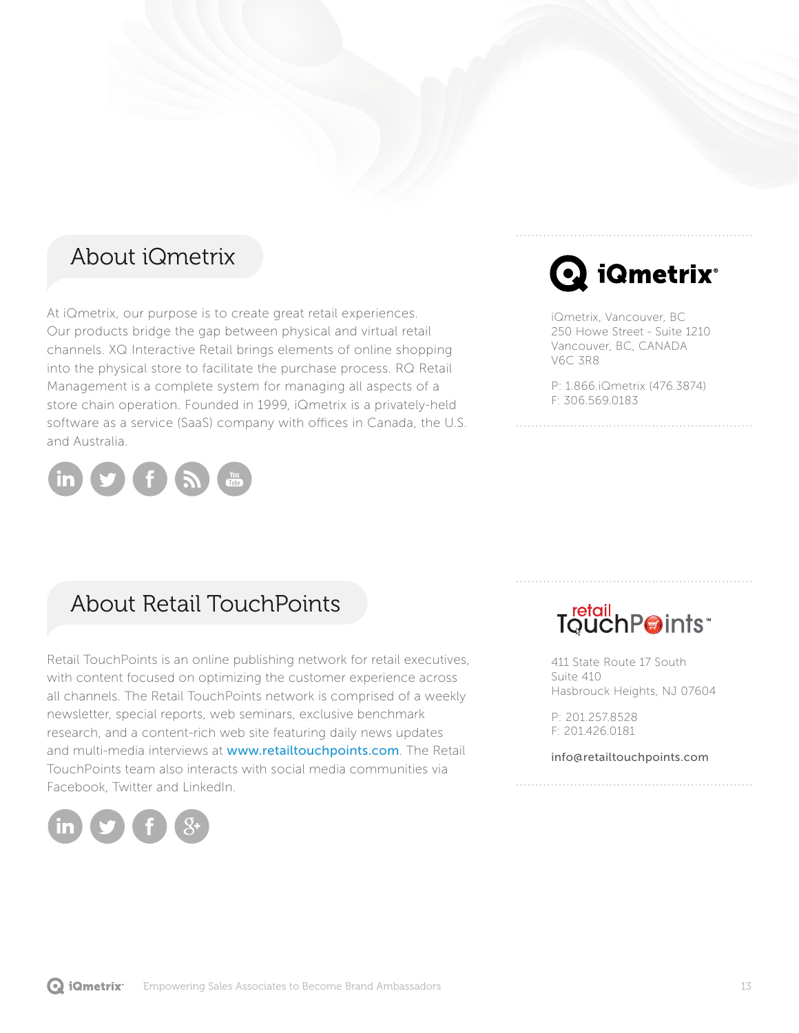## About iQmetrix

At iQmetrix, our purpose is to create great retail experiences. Our products bridge the gap between physical and virtual retail channels. XQ Interactive Retail brings elements of online shopping into the physical store to facilitate the purchase process. RQ Retail Management is a complete system for managing all aspects of a store chain operation. Founded in 1999, iQmetrix is a privately-held software as a service (SaaS) company with offices in Canada, the U.S. and Australia.

iQmetrix, Vancouver, BC
250 Howe Street - Suite 1210
Vancouver, BC, CANADA
V6C 3R8

P: 1.866.iQmetrix (476.3874)
F: 306.569.0183

## About Retail TouchPoints

Retail TouchPoints is an online publishing network for retail executives, with content focused on optimizing the customer experience across all channels. The Retail TouchPoints network is comprised of a weekly newsletter, special reports, web seminars, exclusive benchmark research, and a content-rich web site featuring daily news updates and multi-media interviews at www.retailtouchpoints.com. The Retail TouchPoints team also interacts with social media communities via Facebook, Twitter and LinkedIn.

411 State Route 17 South
Suite 410
Hasbrouck Heights, NJ 07604

P: 201.257.8528
F: 201.426.0181

info@retailtouchpoints.com